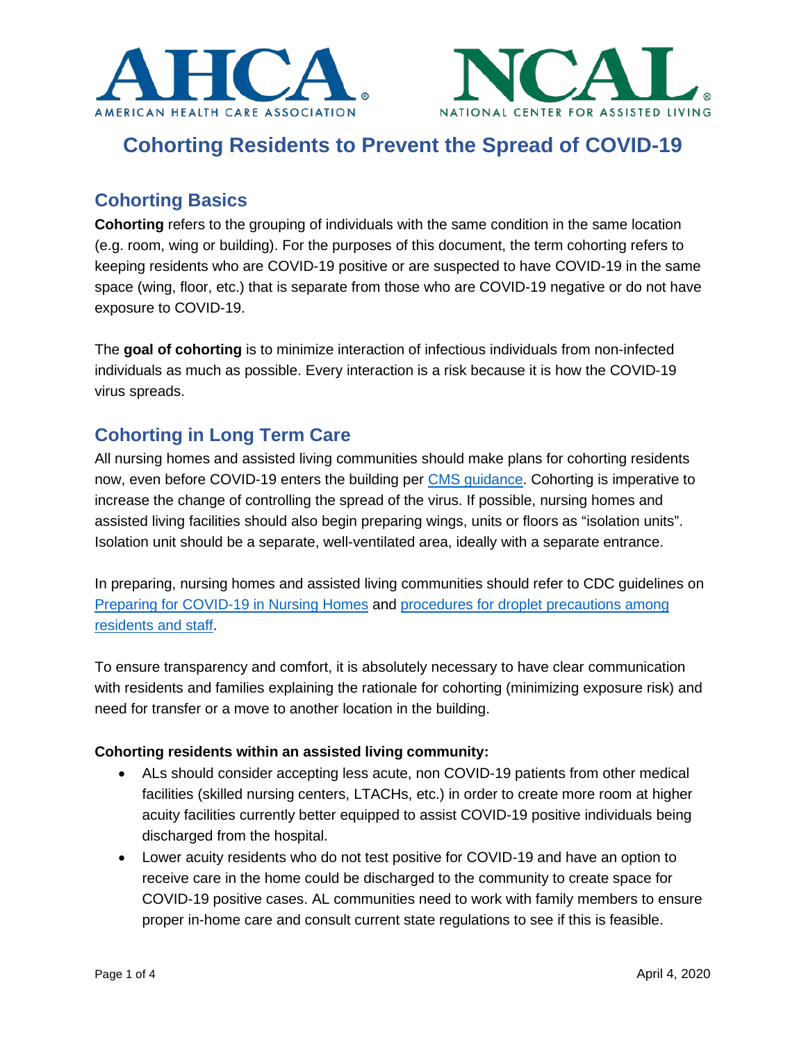AHCA AMERICAN HEALTH CARE ASSOCIATION

NCAL NATIONAL CENTER FOR ASSISTED LIVING

# Cohorting Residents to Prevent the Spread of COVID-19

## Cohorting Basics

**Cohorting** refers to the grouping of individuals with the same condition in the same location (e.g. room, wing or building). For the purposes of this document, the term cohorting refers to keeping residents who are COVID-19 positive or are suspected to have COVID-19 in the same space (wing, floor, etc.) that is separate from those who are COVID-19 negative or do not have exposure to COVID-19.

The **goal of cohorting** is to minimize interaction of infectious individuals from non-infected individuals as much as possible. Every interaction is a risk because it is how the COVID-19 virus spreads.

## Cohorting in Long Term Care

All nursing homes and assisted living communities should make plans for cohorting residents now, even before COVID-19 enters the building per CMS guidance. Cohorting is imperative to increase the change of controlling the spread of the virus. If possible, nursing homes and assisted living facilities should also begin preparing wings, units or floors as "isolation units". Isolation unit should be a separate, well-ventilated area, ideally with a separate entrance.

In preparing, nursing homes and assisted living communities should refer to CDC guidelines on Preparing for COVID-19 in Nursing Homes and procedures for droplet precautions among residents and staff.

To ensure transparency and comfort, it is absolutely necessary to have clear communication with residents and families explaining the rationale for cohorting (minimizing exposure risk) and need for transfer or a move to another location in the building.

**Cohorting residents within an assisted living community:**

- ALs should consider accepting less acute, non COVID-19 patients from other medical facilities (skilled nursing centers, LTACHs, etc.) in order to create more room at higher acuity facilities currently better equipped to assist COVID-19 positive individuals being discharged from the hospital.
- Lower acuity residents who do not test positive for COVID-19 and have an option to receive care in the home could be discharged to the community to create space for COVID-19 positive cases. AL communities need to work with family members to ensure proper in-home care and consult current state regulations to see if this is feasible.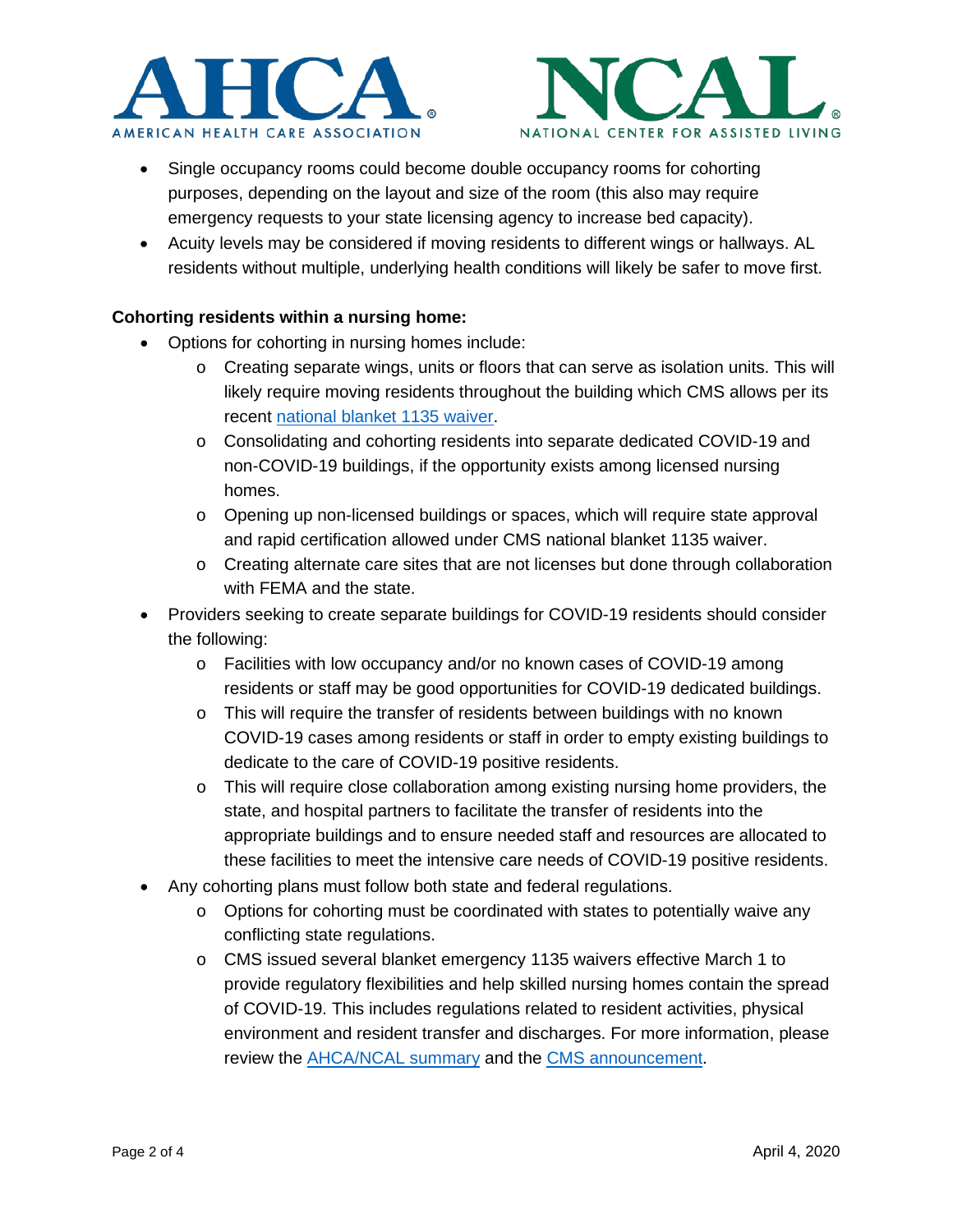- Single occupancy rooms could become double occupancy rooms for cohorting purposes, depending on the layout and size of the room (this also may require emergency requests to your state licensing agency to increase bed capacity).
- Acuity levels may be considered if moving residents to different wings or hallways. AL residents without multiple, underlying health conditions will likely be safer to move first.

**Cohorting residents within a nursing home:**

- Options for cohorting in nursing homes include:
  - Creating separate wings, units or floors that can serve as isolation units. This will likely require moving residents throughout the building which CMS allows per its recent national blanket 1135 waiver.
  - Consolidating and cohorting residents into separate dedicated COVID-19 and non-COVID-19 buildings, if the opportunity exists among licensed nursing homes.
  - Opening up non-licensed buildings or spaces, which will require state approval and rapid certification allowed under CMS national blanket 1135 waiver.
  - Creating alternate care sites that are not licenses but done through collaboration with FEMA and the state.
- Providers seeking to create separate buildings for COVID-19 residents should consider the following:
  - Facilities with low occupancy and/or no known cases of COVID-19 among residents or staff may be good opportunities for COVID-19 dedicated buildings.
  - This will require the transfer of residents between buildings with no known COVID-19 cases among residents or staff in order to empty existing buildings to dedicate to the care of COVID-19 positive residents.
  - This will require close collaboration among existing nursing home providers, the state, and hospital partners to facilitate the transfer of residents into the appropriate buildings and to ensure needed staff and resources are allocated to these facilities to meet the intensive care needs of COVID-19 positive residents.
- Any cohorting plans must follow both state and federal regulations.
  - Options for cohorting must be coordinated with states to potentially waive any conflicting state regulations.
  - CMS issued several blanket emergency 1135 waivers effective March 1 to provide regulatory flexibilities and help skilled nursing homes contain the spread of COVID-19. This includes regulations related to resident activities, physical environment and resident transfer and discharges. For more information, please review the AHCA/NCAL summary and the CMS announcement.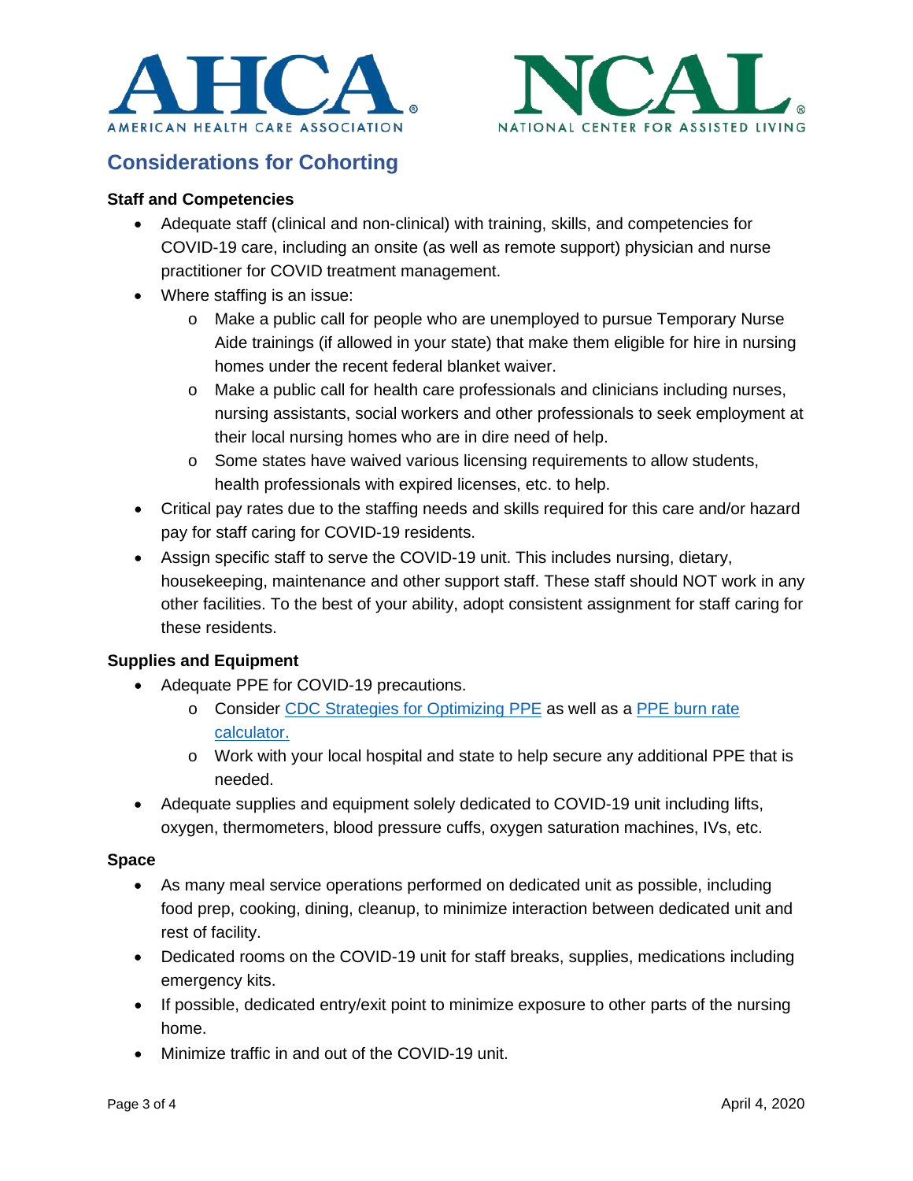## Considerations for Cohorting

**Staff and Competencies**

- Adequate staff (clinical and non-clinical) with training, skills, and competencies for COVID-19 care, including an onsite (as well as remote support) physician and nurse practitioner for COVID treatment management.
- Where staffing is an issue:
  - Make a public call for people who are unemployed to pursue Temporary Nurse Aide trainings (if allowed in your state) that make them eligible for hire in nursing homes under the recent federal blanket waiver.
  - Make a public call for health care professionals and clinicians including nurses, nursing assistants, social workers and other professionals to seek employment at their local nursing homes who are in dire need of help.
  - Some states have waived various licensing requirements to allow students, health professionals with expired licenses, etc. to help.
- Critical pay rates due to the staffing needs and skills required for this care and/or hazard pay for staff caring for COVID-19 residents.
- Assign specific staff to serve the COVID-19 unit. This includes nursing, dietary, housekeeping, maintenance and other support staff. These staff should NOT work in any other facilities. To the best of your ability, adopt consistent assignment for staff caring for these residents.

**Supplies and Equipment**

- Adequate PPE for COVID-19 precautions.
  - Consider CDC Strategies for Optimizing PPE as well as a PPE burn rate calculator.
  - Work with your local hospital and state to help secure any additional PPE that is needed.
- Adequate supplies and equipment solely dedicated to COVID-19 unit including lifts, oxygen, thermometers, blood pressure cuffs, oxygen saturation machines, IVs, etc.

**Space**

- As many meal service operations performed on dedicated unit as possible, including food prep, cooking, dining, cleanup, to minimize interaction between dedicated unit and rest of facility.
- Dedicated rooms on the COVID-19 unit for staff breaks, supplies, medications including emergency kits.
- If possible, dedicated entry/exit point to minimize exposure to other parts of the nursing home.
- Minimize traffic in and out of the COVID-19 unit.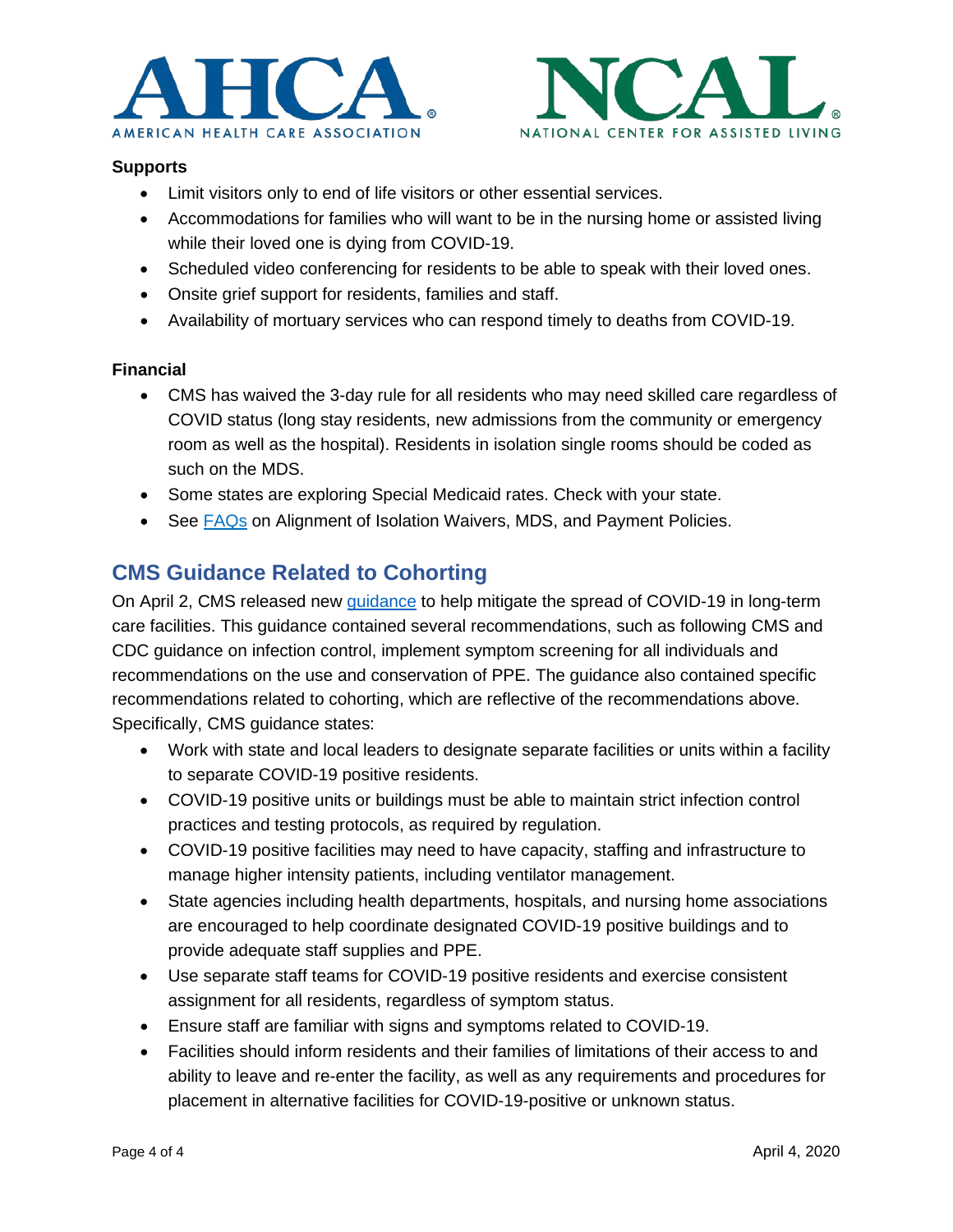**Supports**

- Limit visitors only to end of life visitors or other essential services.
- Accommodations for families who will want to be in the nursing home or assisted living while their loved one is dying from COVID-19.
- Scheduled video conferencing for residents to be able to speak with their loved ones.
- Onsite grief support for residents, families and staff.
- Availability of mortuary services who can respond timely to deaths from COVID-19.

**Financial**

- CMS has waived the 3-day rule for all residents who may need skilled care regardless of COVID status (long stay residents, new admissions from the community or emergency room as well as the hospital). Residents in isolation single rooms should be coded as such on the MDS.
- Some states are exploring Special Medicaid rates. Check with your state.
- See FAQs on Alignment of Isolation Waivers, MDS, and Payment Policies.

## CMS Guidance Related to Cohorting

On April 2, CMS released new guidance to help mitigate the spread of COVID-19 in long-term care facilities. This guidance contained several recommendations, such as following CMS and CDC guidance on infection control, implement symptom screening for all individuals and recommendations on the use and conservation of PPE. The guidance also contained specific recommendations related to cohorting, which are reflective of the recommendations above. Specifically, CMS guidance states:

- Work with state and local leaders to designate separate facilities or units within a facility to separate COVID-19 positive residents.
- COVID-19 positive units or buildings must be able to maintain strict infection control practices and testing protocols, as required by regulation.
- COVID-19 positive facilities may need to have capacity, staffing and infrastructure to manage higher intensity patients, including ventilator management.
- State agencies including health departments, hospitals, and nursing home associations are encouraged to help coordinate designated COVID-19 positive buildings and to provide adequate staff supplies and PPE.
- Use separate staff teams for COVID-19 positive residents and exercise consistent assignment for all residents, regardless of symptom status.
- Ensure staff are familiar with signs and symptoms related to COVID-19.
- Facilities should inform residents and their families of limitations of their access to and ability to leave and re-enter the facility, as well as any requirements and procedures for placement in alternative facilities for COVID-19-positive or unknown status.